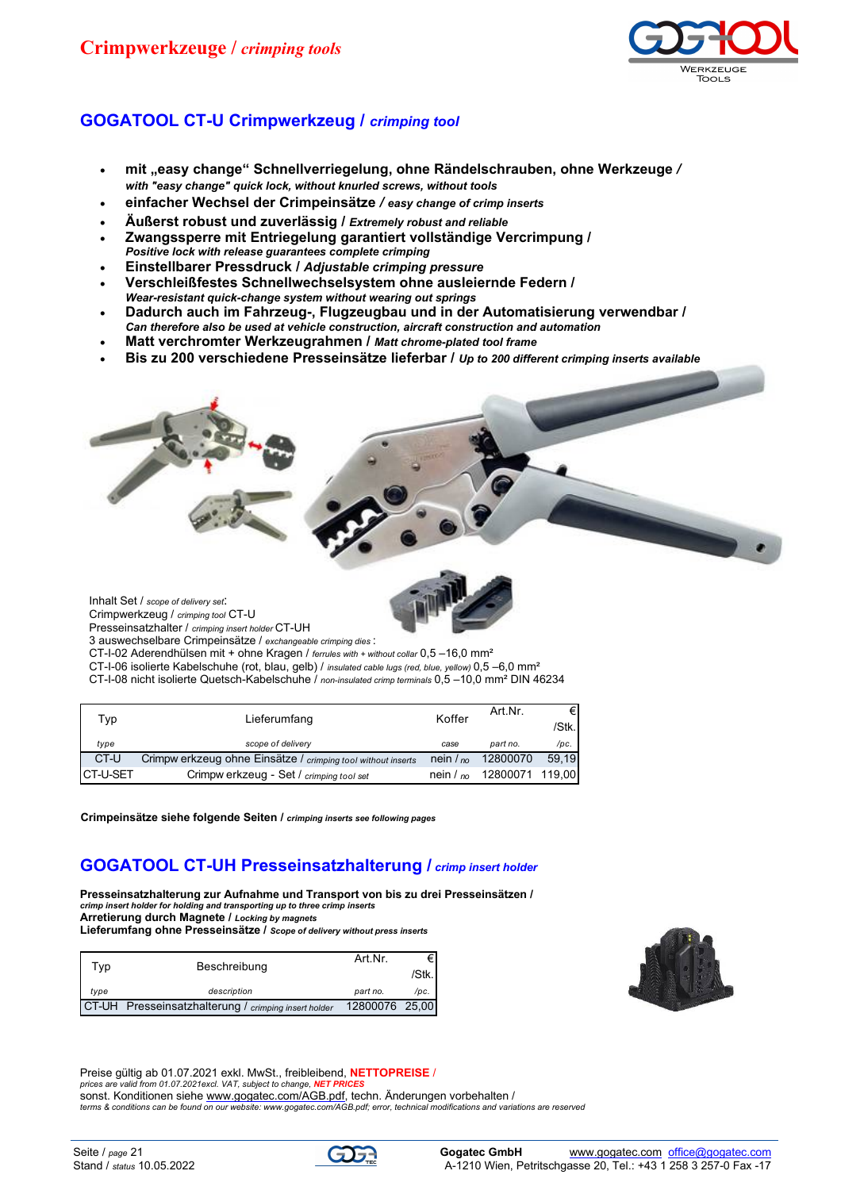# Crimpwerkzeuge / *crimping tools*

## GOGATOOL CT-U Crimpwerkzeug / *crimping tool*

- **mit „easy change" Schnellverriegelung, ohne Rändelschrauben, ohne Werkzeuge /** ***with "easy change" quick lock, without knurled screws, without tools***
- **einfacher Wechsel der Crimpeinsätze** / ***easy change of crimp inserts***
- **Äußerst robust und zuverlässig** / ***Extremely robust and reliable***
- **Zwangssperre mit Entriegelung garantiert vollständige Vercrimpung /** ***Positive lock with release guarantees complete crimping***
- **Einstellbarer Pressdruck / Adjustable crimping pressure**
- **Verschleißfestes Schnellwechselsystem ohne ausleiernde Federn /** ***Wear-resistant quick-change system without wearing out springs***
- **Dadurch auch im Fahrzeug-, Flugzeugbau und in der Automatisierung verwendbar /** ***Can therefore also be used at vehicle construction, aircraft construction and automation***
- **Matt verchromter Werkzeugrahmen** / ***Matt chrome-plated tool frame***
- **Bis zu 200 verschiedene Presseinsätze lieferbar** / ***Up to 200 different crimping inserts available***

Inhalt Set / *scope of delivery set*:
Crimpwerkzeug / *crimping tool* CT-U
Presseinsatzhalter / *crimping insert holder* CT-UH
3 auswechselbare Crimpeinsätze / *exchangeable crimping dies* :
CT-I-02 Aderendhülsen mit + ohne Kragen / *ferrules with + without collar* 0,5 –16,0 mm²
CT-I-06 isolierte Kabelschuhe (rot, blau, gelb) / *insulated cable lugs (red, blue, yellow)* 0,5 –6,0 mm²
CT-I-08 nicht isolierte Quetsch-Kabelschuhe / *non-insulated crimp terminals* 0,5 –10,0 mm² DIN 46234

| Typ | Lieferumfang | Koffer | Art.Nr. | € /Stk. |
|---|---|---|---|---|
| *type* | *scope of delivery* | *case* | *part no.* | */pc.* |
| CT-U | Crimpw erkzeug ohne Einsätze / *crimping tool without inserts* | nein / *no* | 12800070 | 59,19 |
| CT-U-SET | Crimpw erkzeug - Set / *crimping tool set* | nein / *no* | 12800071 | 119,00 |

**Crimpeinsätze siehe folgende Seiten /** ***crimping inserts see following pages***

## GOGATOOL CT-UH Presseinsatzhalterung / *crimp insert holder*

**Presseinsatzhalterung zur Aufnahme und Transport von bis zu drei Presseinsätzen /** ***crimp insert holder for holding and transporting up to three crimp inserts***
**Arretierung durch Magnete /** ***Locking by magnets***
**Lieferumfang ohne Presseinsätze /** ***Scope of delivery without press inserts***

| Typ | Beschreibung | Art.Nr. | € /Stk. |
|---|---|---|---|
| *type* | *description* | *part no.* | */pc.* |
| CT-UH | Presseinsatzhalterung / *crimping insert holder* | 12800076 | 25,00 |

Preise gültig ab 01.07.2021 exkl. MwSt., freibleibend, **NETTOPREISE** /
*prices are valid from 01.07.2021excl. VAT, subject to change,* ***NET PRICES***
sonst. Konditionen siehe www.gogatec.com/AGB.pdf, techn. Änderungen vorbehalten /
*terms & conditions can be found on our website: www.gogatec.com/AGB.pdf; error, technical modifications and variations are reserved*

Seite / *page* 21
Stand / *status* 10.05.2022

**Gogatec GmbH** www.gogatec.com office@gogatec.com
A-1210 Wien, Petritschgasse 20, Tel.: +43 1 258 3 257-0 Fax -17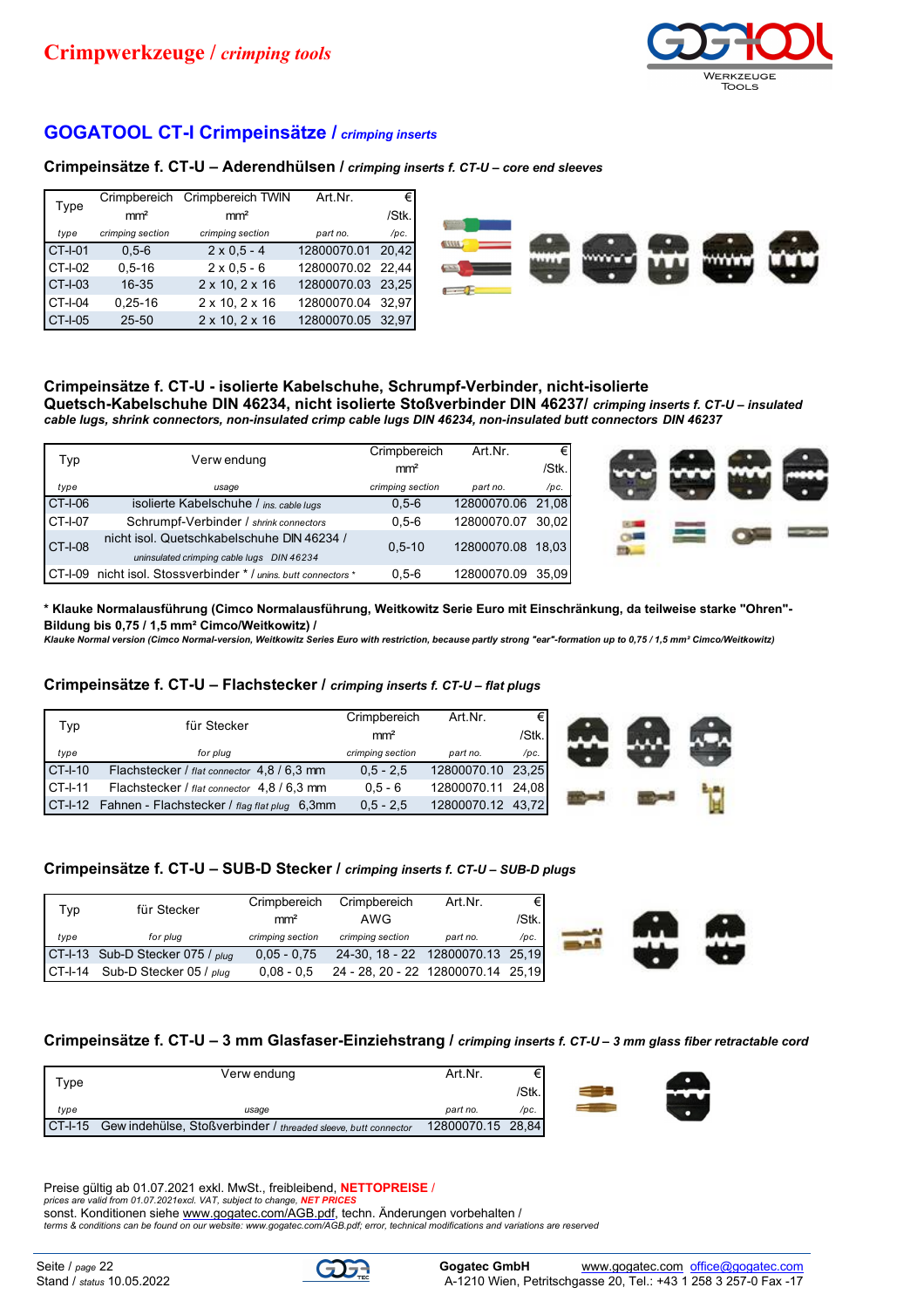# Crimpwerkzeuge / *crimping tools*

## GOGATOOL CT-I Crimpeinsätze / *crimping inserts*

### Crimpeinsätze f. CT-U – Aderendhülsen / *crimping inserts f. CT-U – core end sleeves*

| Type<br>*type* | Crimpbereich mm²<br>*crimping section* | Crimpbereich TWIN mm²<br>*crimping section* | Art.Nr.<br>*part no.* | € /Stk.<br>*/pc.* |
|---|---|---|---|---|
| CT-I-01 | 0,5-6 | 2 x 0,5 - 4 | 12800070.01 | 20,42 |
| CT-I-02 | 0,5-16 | 2 x 0,5 - 6 | 12800070.02 | 22,44 |
| CT-I-03 | 16-35 | 2 x 10, 2 x 16 | 12800070.03 | 23,25 |
| CT-I-04 | 0,25-16 | 2 x 10, 2 x 16 | 12800070.04 | 32,97 |
| CT-I-05 | 25-50 | 2 x 10, 2 x 16 | 12800070.05 | 32,97 |

### Crimpeinsätze f. CT-U - isolierte Kabelschuhe, Schrumpf-Verbinder, nicht-isolierte Quetsch-Kabelschuhe DIN 46234, nicht isolierte Stoßverbinder DIN 46237/ *crimping inserts f. CT-U – insulated cable lugs, shrink connectors, non-insulated crimp cable lugs DIN 46234, non-insulated butt connectors DIN 46237*

| Typ<br>*type* | Verwendung<br>*usage* | Crimpbereich mm²<br>*crimping section* | Art.Nr.<br>*part no.* | € /Stk.<br>*/pc.* |
|---|---|---|---|---|
| CT-I-06 | isolierte Kabelschuhe / *ins. cable lugs* | 0,5-6 | 12800070.06 | 21,08 |
| CT-I-07 | Schrumpf-Verbinder / *shrink connectors* | 0,5-6 | 12800070.07 | 30,02 |
| CT-I-08 | nicht isol. Quetschkabelschuhe DIN 46234 / *uninsulated crimping cable lugs DIN 46234* | 0,5-10 | 12800070.08 | 18,03 |
| CT-I-09 | nicht isol. Stossverbinder * / *unins. butt connectors ** | 0,5-6 | 12800070.09 | 35,09 |

**\* Klauke Normalausführung (Cimco Normalausführung, Weitkowitz Serie Euro mit Einschränkung, da teilweise starke "Ohren"-Bildung bis 0,75 / 1,5 mm² Cimco/Weitkowitz) /**
***Klauke Normal version (Cimco Normal-version, Weitkowitz Series Euro with restriction, because partly strong "ear"-formation up to 0,75 / 1,5 mm² Cimco/Weitkowitz)***

### Crimpeinsätze f. CT-U – Flachstecker / *crimping inserts f. CT-U – flat plugs*

| Typ<br>*type* | für Stecker<br>*for plug* | Crimpbereich mm²<br>*crimping section* | Art.Nr.<br>*part no.* | € /Stk.<br>*/pc.* |
|---|---|---|---|---|
| CT-I-10 | Flachstecker / *flat connector* 4,8 / 6,3 mm | 0,5 - 2,5 | 12800070.10 | 23,25 |
| CT-I-11 | Flachstecker / *flat connector* 4,8 / 6,3 mm | 0,5 - 6 | 12800070.11 | 24,08 |
| CT-I-12 | Fahnen - Flachstecker / *flag flat plug* 6,3mm | 0,5 - 2,5 | 12800070.12 | 43,72 |

### Crimpeinsätze f. CT-U – SUB-D Stecker / *crimping inserts f. CT-U – SUB-D plugs*

| Typ<br>*type* | für Stecker<br>*for plug* | Crimpbereich mm²<br>*crimping section* | Crimpbereich AWG<br>*crimping section* | Art.Nr.<br>*part no.* | € /Stk.<br>*/pc.* |
|---|---|---|---|---|---|
| CT-I-13 | Sub-D Stecker 075 / *plug* | 0,05 - 0,75 | 24-30, 18 - 22 | 12800070.13 | 25,19 |
| CT-I-14 | Sub-D Stecker 05 / *plug* | 0,08 - 0,5 | 24 - 28, 20 - 22 | 12800070.14 | 25,19 |

### Crimpeinsätze f. CT-U – 3 mm Glasfaser-Einziehstrang / *crimping inserts f. CT-U – 3 mm glass fiber retractable cord*

| Type<br>*type* | Verwendung<br>*usage* | Art.Nr.<br>*part no.* | € /Stk.<br>*/pc.* |
|---|---|---|---|
| CT-I-15 | Gewindehülse, Stoßverbinder / *threaded sleeve, butt connector* | 12800070.15 | 28,84 |

Preise gültig ab 01.07.2021 exkl. MwSt., freibleibend, **NETTOPREISE** /
*prices are valid from 01.07.2021excl. VAT, subject to change,* ***NET PRICES***
sonst. Konditionen siehe www.gogatec.com/AGB.pdf, techn. Änderungen vorbehalten /
*terms & conditions can be found on our website: www.gogatec.com/AGB.pdf; error, technical modifications and variations are reserved*

Seite / *page* 22
Stand / *status* 10.05.2022

Gogatec GmbH www.gogatec.com office@gogatec.com
A-1210 Wien, Petritschgasse 20, Tel.: +43 1 258 3 257-0 Fax -17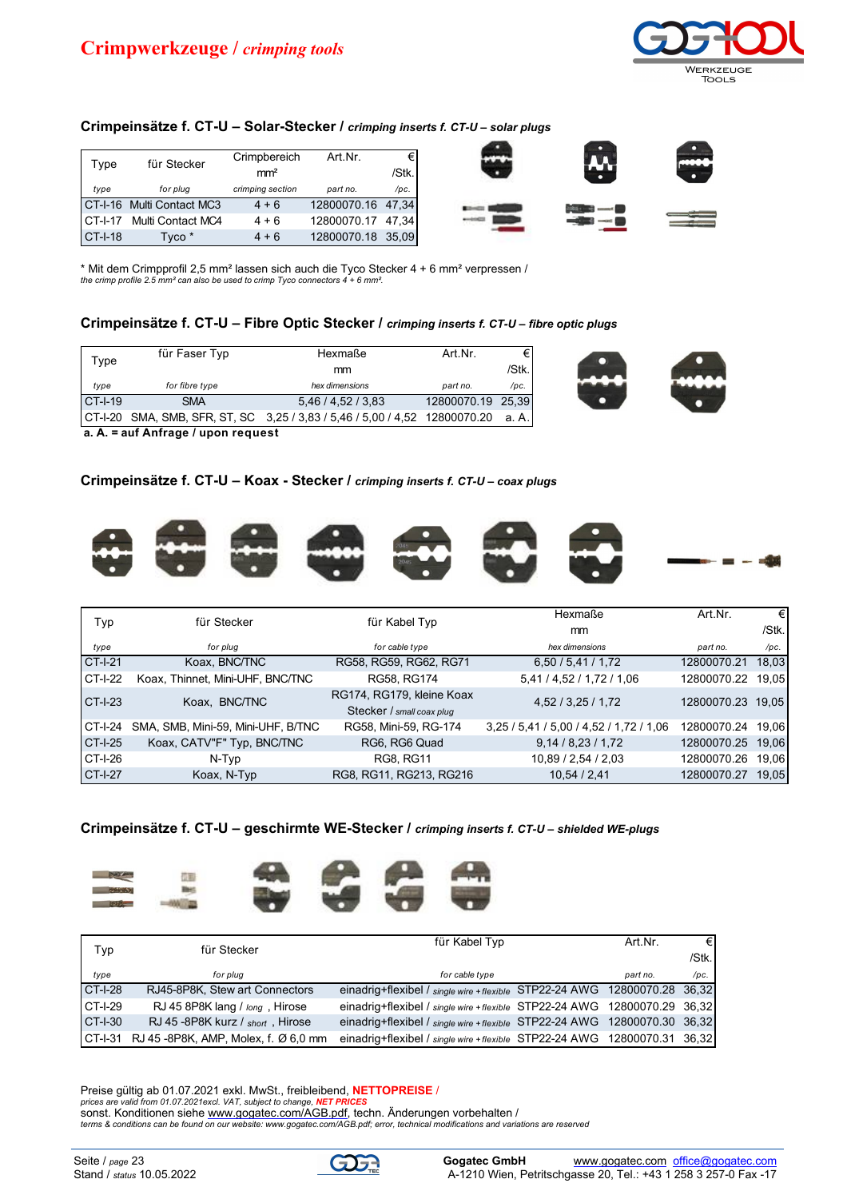# Crimpwerkzeuge / *crimping tools*

### Crimpeinsätze f. CT-U – Solar-Stecker / *crimping inserts f. CT-U – solar plugs*

| Type | für Stecker | Crimpbereich mm² | Art.Nr. | € /Stk. |
|---|---|---|---|---|
| *type* | *for plug* | *crimping section* | *part no.* | */pc.* |
| CT-I-16 | Multi Contact MC3 | 4 + 6 | 12800070.16 | 47,34 |
| CT-I-17 | Multi Contact MC4 | 4 + 6 | 12800070.17 | 47,34 |
| CT-I-18 | Tyco * | 4 + 6 | 12800070.18 | 35,09 |

\* Mit dem Crimpprofil 2,5 mm² lassen sich auch die Tyco Stecker 4 + 6 mm² verpressen /
*the crimp profile 2.5 mm² can also be used to crimp Tyco connectors 4 + 6 mm².*

### Crimpeinsätze f. CT-U – Fibre Optic Stecker / *crimping inserts f. CT-U – fibre optic plugs*

| Type | für Faser Typ | Hexmaße mm | Art.Nr. | € /Stk. |
|---|---|---|---|---|
| *type* | *for fibre type* | *hex dimensions* | *part no.* | */pc.* |
| CT-I-19 | SMA | 5,46 / 4,52 / 3,83 | 12800070.19 | 25,39 |
| CT-I-20 | SMA, SMB, SFR, ST, SC | 3,25 / 3,83 / 5,46 / 5,00 / 4,52 | 12800070.20 | a. A. |

**a. A. = auf Anfrage / upon request**

### Crimpeinsätze f. CT-U – Koax - Stecker / *crimping inserts f. CT-U – coax plugs*

| Typ | für Stecker | für Kabel Typ | Hexmaße mm | Art.Nr. | € /Stk. |
|---|---|---|---|---|---|
| *type* | *for plug* | *for cable type* | *hex dimensions* | *part no.* | */pc.* |
| CT-I-21 | Koax, BNC/TNC | RG58, RG59, RG62, RG71 | 6,50 / 5,41 / 1,72 | 12800070.21 | 18,03 |
| CT-I-22 | Koax, Thinnet, Mini-UHF, BNC/TNC | RG58, RG174 | 5,41 / 4,52 / 1,72 / 1,06 | 12800070.22 | 19,05 |
| CT-I-23 | Koax, BNC/TNC | RG174, RG179, kleine Koax Stecker / *small coax plug* | 4,52 / 3,25 / 1,72 | 12800070.23 | 19,05 |
| CT-I-24 | SMA, SMB, Mini-59, Mini-UHF, B/TNC | RG58, Mini-59, RG-174 | 3,25 / 5,41 / 5,00 / 4,52 / 1,72 / 1,06 | 12800070.24 | 19,06 |
| CT-I-25 | Koax, CATV"F" Typ, BNC/TNC | RG6, RG6 Quad | 9,14 / 8,23 / 1,72 | 12800070.25 | 19,06 |
| CT-I-26 | N-Typ | RG8, RG11 | 10,89 / 2,54 / 2,03 | 12800070.26 | 19,06 |
| CT-I-27 | Koax, N-Typ | RG8, RG11, RG213, RG216 | 10,54 / 2,41 | 12800070.27 | 19,05 |

### Crimpeinsätze f. CT-U – geschirmte WE-Stecker / *crimping inserts f. CT-U – shielded WE-plugs*

| Typ | für Stecker | für Kabel Typ | Art.Nr. | € /Stk. |
|---|---|---|---|---|
| *type* | *for plug* | *for cable type* | *part no.* | */pc.* |
| CT-I-28 | RJ45-8P8K, Stew art Connectors | einadrig+flexibel / *single wire + flexible* STP22-24 AWG | 12800070.28 | 36,32 |
| CT-I-29 | RJ 45 8P8K lang / *long* , Hirose | einadrig+flexibel / *single wire + flexible* STP22-24 AWG | 12800070.29 | 36,32 |
| CT-I-30 | RJ 45 -8P8K kurz / *short* , Hirose | einadrig+flexibel / *single wire + flexible* STP22-24 AWG | 12800070.30 | 36,32 |
| CT-I-31 | RJ 45 -8P8K, AMP, Molex, f. Ø 6,0 mm | einadrig+flexibel / *single wire + flexible* STP22-24 AWG | 12800070.31 | 36,32 |

Preise gültig ab 01.07.2021 exkl. MwSt., freibleibend, **NETTOPREISE** /
*prices are valid from 01.07.2021excl. VAT, subject to change, **NET PRICES***
sonst. Konditionen siehe www.gogatec.com/AGB.pdf, techn. Änderungen vorbehalten /
*terms & conditions can be found on our website: www.gogatec.com/AGB.pdf; error, technical modifications and variations are reserved*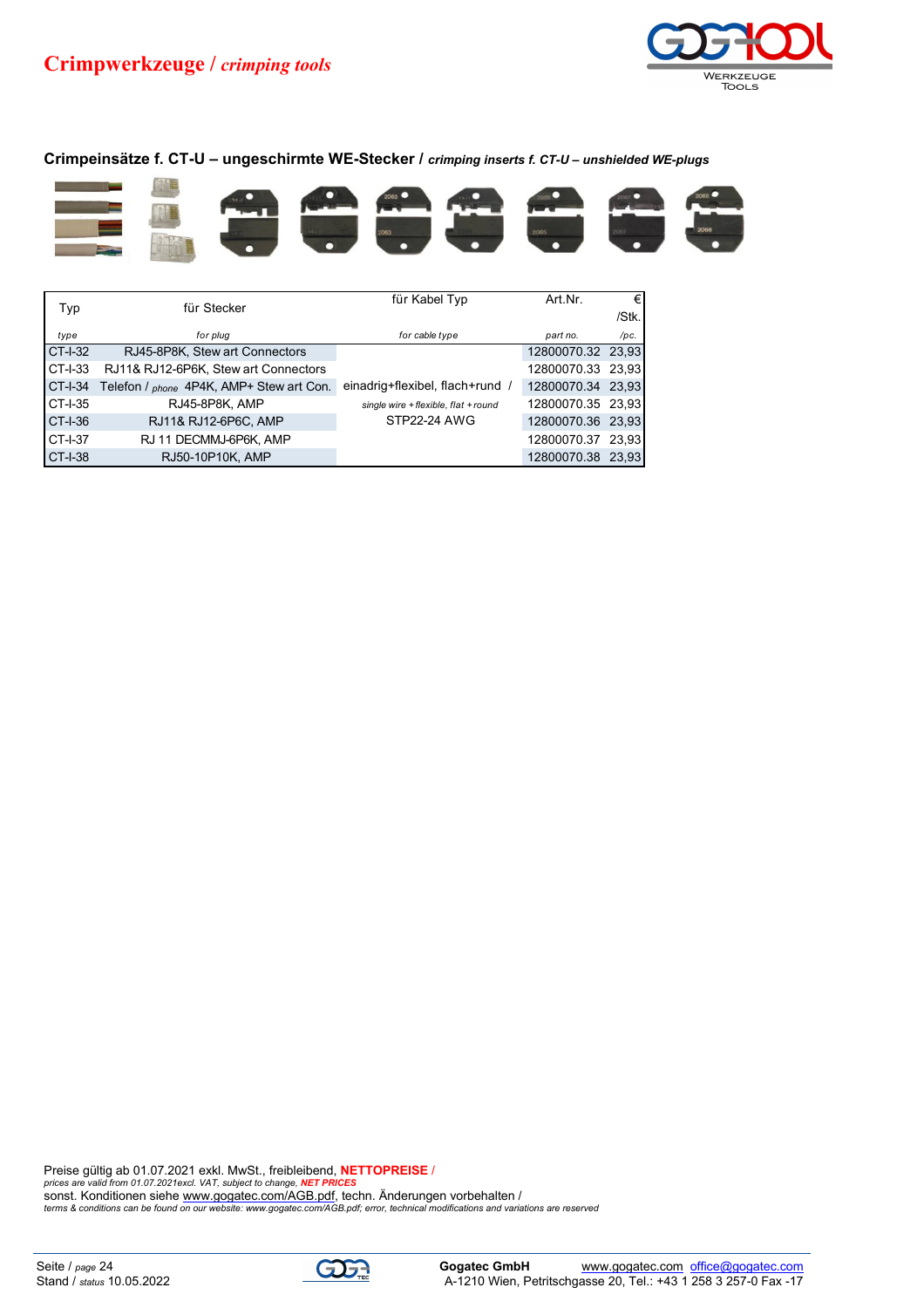# Crimpwerkzeuge / *crimping tools*

### Crimpeinsätze f. CT-U – ungeschirmte WE-Stecker / *crimping inserts f. CT-U – unshielded WE-plugs*

| Typ | für Stecker | für Kabel Typ | Art.Nr. | € /Stk. |
|---|---|---|---|---|
| *type* | *for plug* | *for cable type* | *part no.* | */pc.* |
| CT-I-32 | RJ45-8P8K, Stew art Connectors | | 12800070.32 | 23,93 |
| CT-I-33 | RJ11& RJ12-6P6K, Stew art Connectors | | 12800070.33 | 23,93 |
| CT-I-34 | Telefon / *phone* 4P4K, AMP+ Stew art Con. | einadrig+flexibel, flach+rund / | 12800070.34 | 23,93 |
| CT-I-35 | RJ45-8P8K, AMP | *single wire + flexible, flat + round* | 12800070.35 | 23,93 |
| CT-I-36 | RJ11& RJ12-6P6C, AMP | STP22-24 AWG | 12800070.36 | 23,93 |
| CT-I-37 | RJ 11 DECMMJ-6P6K, AMP | | 12800070.37 | 23,93 |
| CT-I-38 | RJ50-10P10K, AMP | | 12800070.38 | 23,93 |

Preise gültig ab 01.07.2021 exkl. MwSt., freibleibend, **NETTOPREISE** /
*prices are valid from 01.07.2021excl. VAT, subject to change,* ***NET PRICES***
sonst. Konditionen siehe www.gogatec.com/AGB.pdf, techn. Änderungen vorbehalten /
*terms & conditions can be found on our website: www.gogatec.com/AGB.pdf; error, technical modifications and variations are reserved*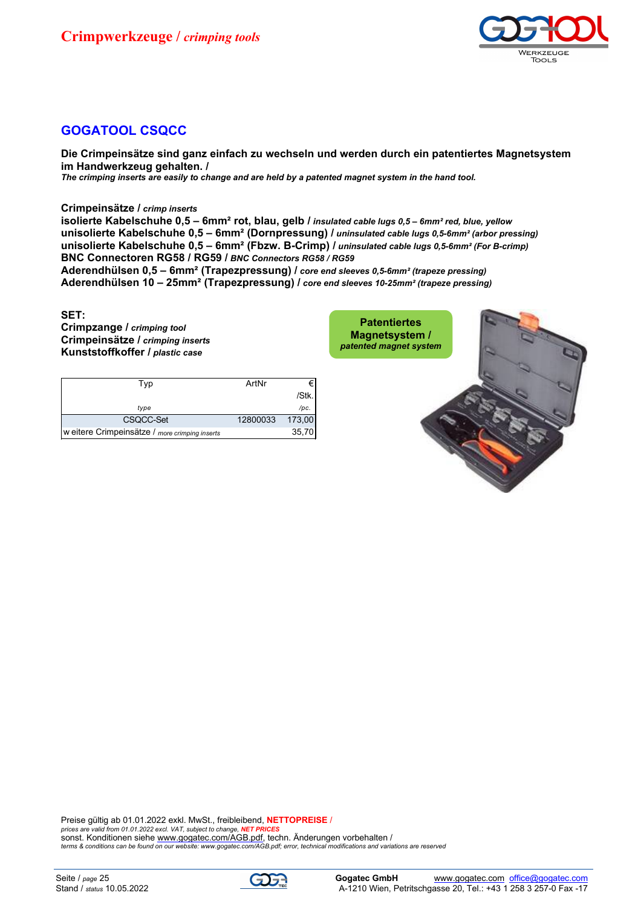# Crimpwerkzeuge / *crimping tools*

## GOGATOOL CSQCC

**Die Crimpeinsätze sind ganz einfach zu wechseln und werden durch ein patentiertes Magnetsystem im Handwerkzeug gehalten. /**
***The crimping inserts are easily to change and are held by a patented magnet system in the hand tool.***

**Crimpeinsätze /** ***crimp inserts***
**isolierte Kabelschuhe 0,5 – 6mm² rot, blau, gelb /** ***insulated cable lugs 0,5 – 6mm² red, blue, yellow***
**unisolierte Kabelschuhe 0,5 – 6mm² (Dornpressung) /** ***uninsulated cable lugs 0,5-6mm² (arbor pressing)***
**unisolierte Kabelschuhe 0,5 – 6mm² (Fbzw. B-Crimp) /** ***uninsulated cable lugs 0,5-6mm² (For B-crimp)***
**BNC Connectoren RG58 / RG59 /** ***BNC Connectors RG58 / RG59***
**Aderendhülsen 0,5 – 6mm² (Trapezpressung) /** ***core end sleeves 0,5-6mm² (trapeze pressing)***
**Aderendhülsen 10 – 25mm² (Trapezpressung) /** ***core end sleeves 10-25mm² (trapeze pressing)***

**SET:**
**Crimpzange /** ***crimping tool***
**Crimpeinsätze /** ***crimping inserts***
**Kunststoffkoffer /** ***plastic case***

**Patentiertes Magnetsystem /** ***patented magnet system***

| Typ *type* | ArtNr | € /Stk. */pc.* |
|---|---|---|
| CSQCC-Set | 12800033 | 173,00 |
| weitere Crimpeinsätze / *more crimping inserts* | | 35,70 |

Preise gültig ab 01.01.2022 exkl. MwSt., freibleibend, **NETTOPREISE** /
*prices are valid from 01.01.2022 excl. VAT, subject to change,* ***NET PRICES***
sonst. Konditionen siehe www.gogatec.com/AGB.pdf, techn. Änderungen vorbehalten /
*terms & conditions can be found on our website: www.gogatec.com/AGB.pdf; error, technical modifications and variations are reserved*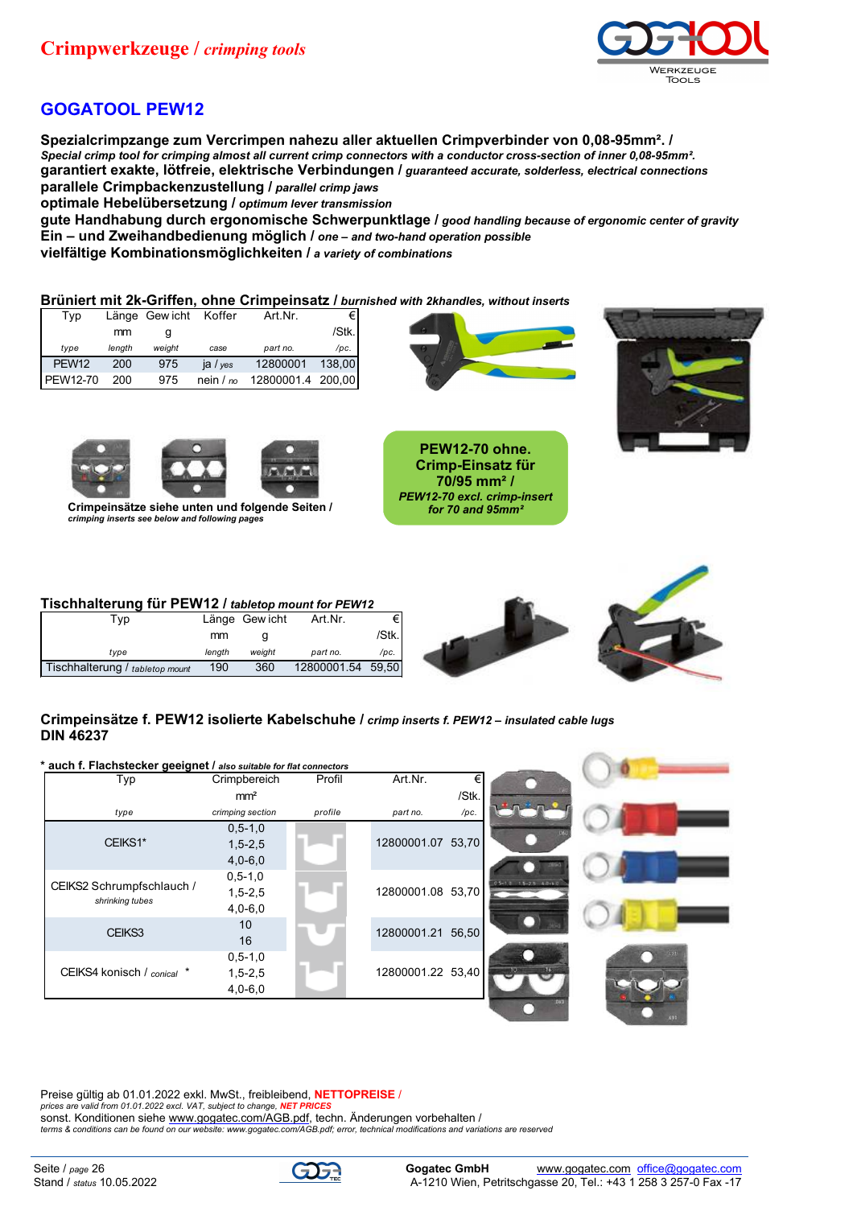# Crimpwerkzeuge / *crimping tools*

## GOGATOOL PEW12

**Spezialcrimpzange zum Vercrimpen nahezu aller aktuellen Crimpverbinder von 0,08-95mm². /**
***Special crimp tool for crimping almost all current crimp connectors with a conductor cross-section of inner 0,08-95mm².***
**garantiert exakte, lötfreie, elektrische Verbindungen /** ***guaranteed accurate, solderless, electrical connections***
**parallele Crimpbackenzustellung /** ***parallel crimp jaws***
**optimale Hebelübersetzung /** ***optimum lever transmission***
**gute Handhabung durch ergonomische Schwerpunktlage /** ***good handling because of ergonomic center of gravity***
**Ein – und Zweihandbedienung möglich /** ***one – and two-hand operation possible***
**vielfältige Kombinationsmöglichkeiten /** ***a variety of combinations***

### Brüniert mit 2k-Griffen, ohne Crimpeinsatz / *burnished with 2khandles, without inserts*

| Typ | Länge | Gewicht | Koffer | Art.Nr. | € |
|---|---|---|---|---|---|
| | mm | g | | | /Stk. |
| *type* | *length* | *weight* | *case* | *part no.* | */pc.* |
| PEW12 | 200 | 975 | ja / *yes* | 12800001 | 138,00 |
| PEW12-70 | 200 | 975 | nein / *no* | 12800001.4 | 200,00 |

**Crimpeinsätze siehe unten und folgende Seiten /**
***crimping inserts see below and following pages***

**PEW12-70 ohne. Crimp-Einsatz für 70/95 mm² /**
***PEW12-70 excl. crimp-insert for 70 and 95mm²***

### Tischhalterung für PEW12 / *tabletop mount for PEW12*

| Typ | Länge | Gewicht | Art.Nr. | € |
|---|---|---|---|---|
| | mm | g | | /Stk. |
| *type* | *length* | *weight* | *part no.* | */pc.* |
| Tischhalterung / *tabletop mount* | 190 | 360 | 12800001.54 | 59,50 |

### Crimpeinsätze f. PEW12 isolierte Kabelschuhe / *crimp inserts f. PEW12 – insulated cable lugs* DIN 46237

**\* auch f. Flachstecker geeignet /** ***also suitable for flat connectors***

| Typ | Crimpbereich | Profil | Art.Nr. | € |
|---|---|---|---|---|
| | mm² | | | /Stk. |
| *type* | *crimping section* | *profile* | *part no.* | */pc.* |
| CEIKS1* | 0,5-1,0<br>1,5-2,5<br>4,0-6,0 | | 12800001.07 | 53,70 |
| CEIKS2 Schrumpfschlauch / *shrinking tubes* | 0,5-1,0<br>1,5-2,5<br>4,0-6,0 | | 12800001.08 | 53,70 |
| CEIKS3 | 10<br>16 | | 12800001.21 | 56,50 |
| CEIKS4 konisch / *conical* * | 0,5-1,0<br>1,5-2,5<br>4,0-6,0 | | 12800001.22 | 53,40 |

Preise gültig ab 01.01.2022 exkl. MwSt., freibleibend, **NETTOPREISE** /
*prices are valid from 01.01.2022 excl. VAT, subject to change,* ***NET PRICES***
sonst. Konditionen siehe www.gogatec.com/AGB.pdf, techn. Änderungen vorbehalten /
*terms & conditions can be found on our website: www.gogatec.com/AGB.pdf; error, technical modifications and variations are reserved*

Seite / *page* 26
Stand / *status* 10.05.2022

**Gogatec GmbH** www.gogatec.com office@gogatec.com
A-1210 Wien, Petritschgasse 20, Tel.: +43 1 258 3 257-0 Fax -17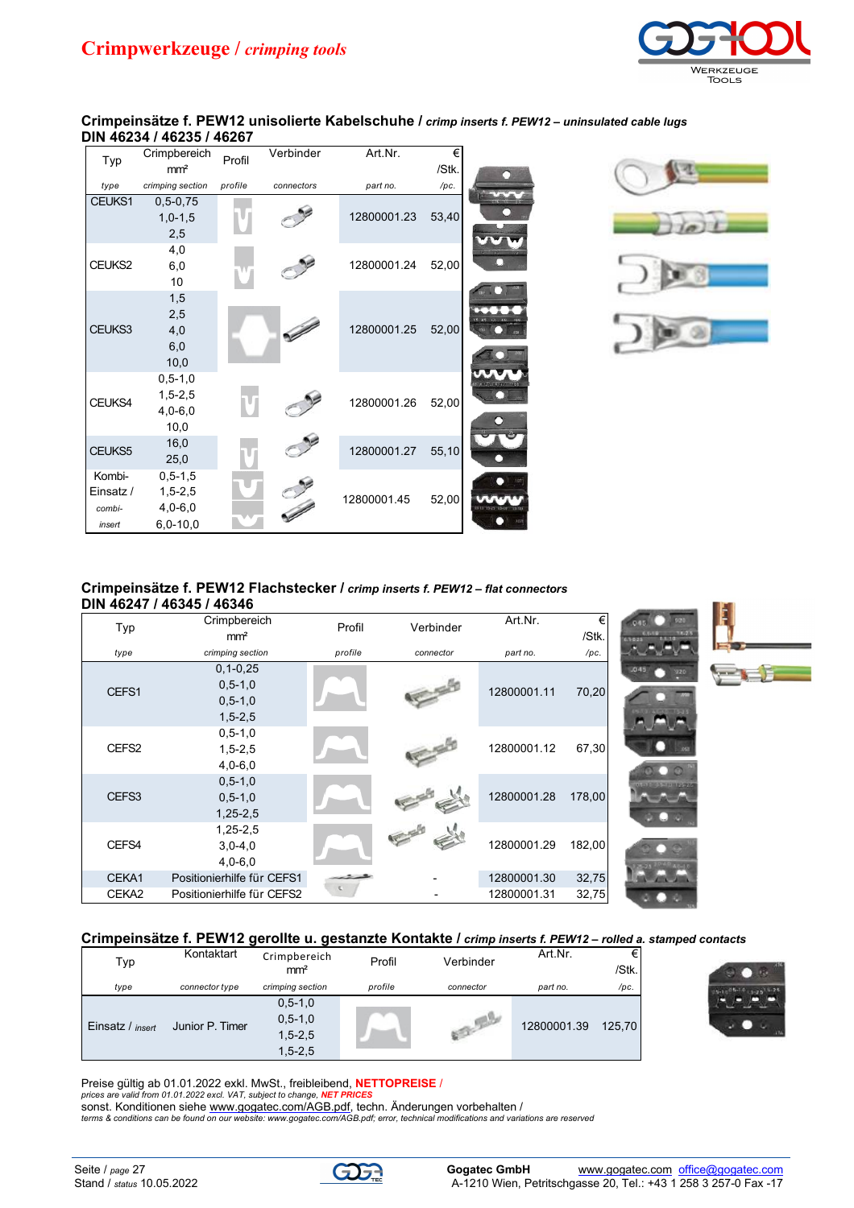# Crimpwerkzeuge / *crimping tools*

## Crimpeinsätze f. PEW12 unisolierte Kabelschuhe / *crimp inserts f. PEW12 – uninsulated cable lugs*
## DIN 46234 / 46235 / 46267

| Typ | Crimpbereich mm² | Profil | Verbinder | Art.Nr. | € /Stk. |
|---|---|---|---|---|---|
| *type* | *crimping section* | *profile* | *connectors* | *part no.* | */pc.* |
| CEUKS1 | 0,5-0,75<br>1,0-1,5<br>2,5 | | | 12800001.23 | 53,40 |
| CEUKS2 | 4,0<br>6,0<br>10 | | | 12800001.24 | 52,00 |
| CEUKS3 | 1,5<br>2,5<br>4,0<br>6,0<br>10,0 | | | 12800001.25 | 52,00 |
| CEUKS4 | 0,5-1,0<br>1,5-2,5<br>4,0-6,0<br>10,0 | | | 12800001.26 | 52,00 |
| CEUKS5 | 16,0<br>25,0 | | | 12800001.27 | 55,10 |
| Kombi-Einsatz / *combi-insert* | 0,5-1,5<br>1,5-2,5<br>4,0-6,0<br>6,0-10,0 | | | 12800001.45 | 52,00 |

## Crimpeinsätze f. PEW12 Flachstecker / *crimp inserts f. PEW12 – flat connectors*
## DIN 46247 / 46345 / 46346

| Typ | Crimpbereich mm² | Profil | Verbinder | Art.Nr. | € /Stk. |
|---|---|---|---|---|---|
| *type* | *crimping section* | *profile* | *connector* | *part no.* | */pc.* |
| CEFS1 | 0,1-0,25<br>0,5-1,0<br>0,5-1,0<br>1,5-2,5 | | | 12800001.11 | 70,20 |
| CEFS2 | 0,5-1,0<br>1,5-2,5<br>4,0-6,0 | | | 12800001.12 | 67,30 |
| CEFS3 | 0,5-1,0<br>0,5-1,0<br>1,25-2,5 | | | 12800001.28 | 178,00 |
| CEFS4 | 1,25-2,5<br>3,0-4,0<br>4,0-6,0 | | | 12800001.29 | 182,00 |
| CEKA1 | Positionierhilfe für CEFS1 | | - | 12800001.30 | 32,75 |
| CEKA2 | Positionierhilfe für CEFS2 | | - | 12800001.31 | 32,75 |

## Crimpeinsätze f. PEW12 gerollte u. gestanzte Kontakte / *crimp inserts f. PEW12 – rolled a. stamped contacts*

| Typ | Kontaktart | Crimpbereich mm² | Profil | Verbinder | Art.Nr. | € /Stk. |
|---|---|---|---|---|---|---|
| *type* | *connector type* | *crimping section* | *profile* | *connector* | *part no.* | */pc.* |
| Einsatz / *insert* | Junior P. Timer | 0,5-1,0<br>0,5-1,0<br>1,5-2,5<br>1,5-2,5 | | | 12800001.39 | 125,70 |

Preise gültig ab 01.01.2022 exkl. MwSt., freibleibend, **NETTOPREISE** /
*prices are valid from 01.01.2022 excl. VAT, subject to change, **NET PRICES***
sonst. Konditionen siehe www.gogatec.com/AGB.pdf, techn. Änderungen vorbehalten /
*terms & conditions can be found on our website: www.gogatec.com/AGB.pdf; error, technical modifications and variations are reserved*

Seite / *page* 27
Stand / *status* 10.05.2022

**Gogatec GmbH** www.gogatec.com office@gogatec.com
A-1210 Wien, Petritschgasse 20, Tel.: +43 1 258 3 257-0 Fax -17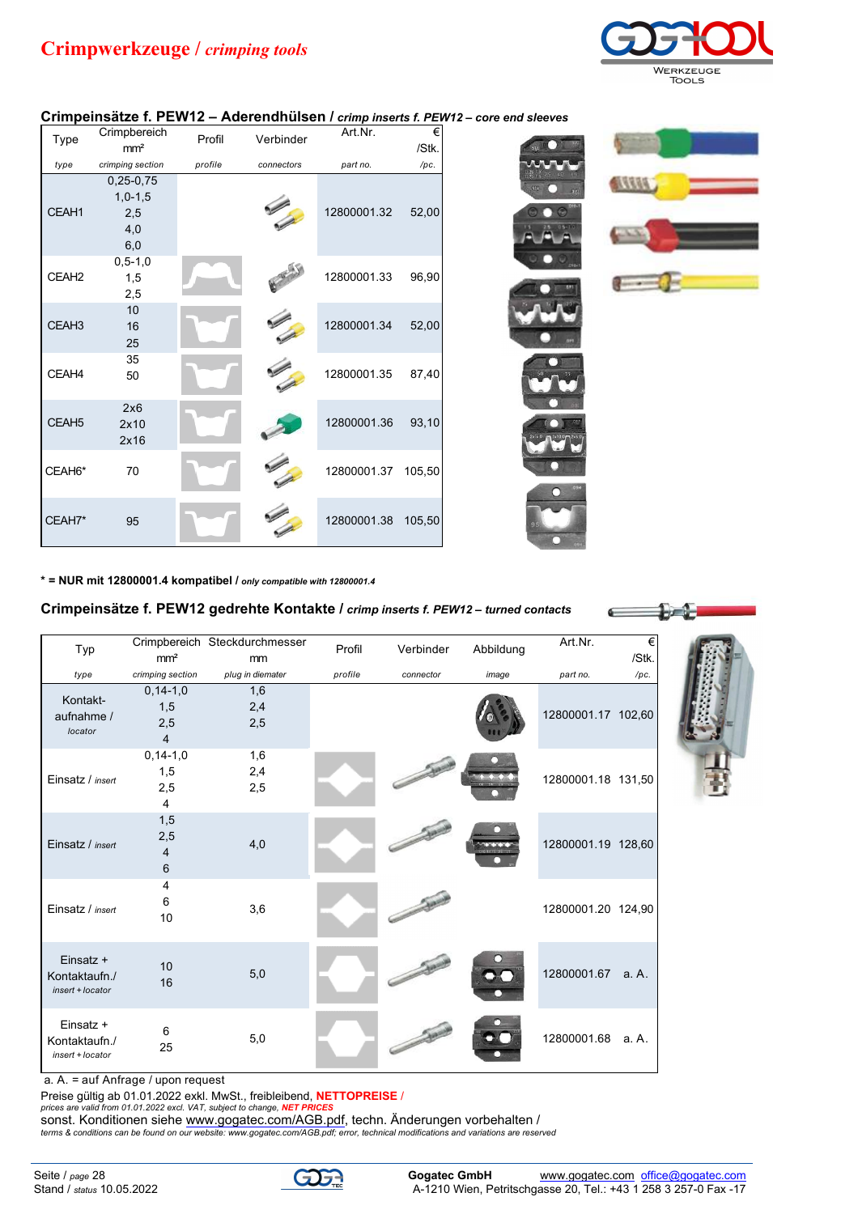# Crimpwerkzeuge / *crimping tools*

## Crimpeinsätze f. PEW12 – Aderendhülsen / *crimp inserts f. PEW12 – core end sleeves*

| Type | Crimpbereich mm² | Profil | Verbinder | Art.Nr. | € /Stk. |
|---|---|---|---|---|---|
| *type* | *crimping section* | *profile* | *connectors* | *part no.* | */pc.* |
| CEAH1 | 0,25-0,75<br>1,0-1,5<br>2,5<br>4,0<br>6,0 | | | 12800001.32 | 52,00 |
| CEAH2 | 0,5-1,0<br>1,5<br>2,5 | | | 12800001.33 | 96,90 |
| CEAH3 | 10<br>16<br>25 | | | 12800001.34 | 52,00 |
| CEAH4 | 35<br>50 | | | 12800001.35 | 87,40 |
| CEAH5 | 2x6<br>2x10<br>2x16 | | | 12800001.36 | 93,10 |
| CEAH6* | 70 | | | 12800001.37 | 105,50 |
| CEAH7* | 95 | | | 12800001.38 | 105,50 |

**\* = NUR mit 12800001.4 kompatibel /** ***only compatible with 12800001.4***

## Crimpeinsätze f. PEW12 gedrehte Kontakte / *crimp inserts f. PEW12 – turned contacts*

| Typ | Crimpbereich mm² | Steckdurchmesser mm | Profil | Verbinder | Abbildung | Art.Nr. | € /Stk. |
|---|---|---|---|---|---|---|---|
| *type* | *crimping section* | *plug in diemater* | *profile* | *connector* | *image* | *part no.* | */pc.* |
| Kontakt-aufnahme / *locator* | 0,14-1,0<br>1,5<br>2,5<br>4 | 1,6<br>2,4<br>2,5 | | | | 12800001.17 | 102,60 |
| Einsatz / *insert* | 0,14-1,0<br>1,5<br>2,5<br>4 | 1,6<br>2,4<br>2,5 | | | | 12800001.18 | 131,50 |
| Einsatz / *insert* | 1,5<br>2,5<br>4<br>6 | 4,0 | | | | 12800001.19 | 128,60 |
| Einsatz / *insert* | 4<br>6<br>10 | 3,6 | | | | 12800001.20 | 124,90 |
| Einsatz + Kontaktaufn./ *insert + locator* | 10<br>16 | 5,0 | | | | 12800001.67 | a. A. |
| Einsatz + Kontaktaufn./ *insert + locator* | 6<br>25 | 5,0 | | | | 12800001.68 | a. A. |

a. A. = auf Anfrage / upon request

Preise gültig ab 01.01.2022 exkl. MwSt., freibleibend, **NETTOPREISE** /
*prices are valid from 01.01.2022 excl. VAT, subject to change,* ***NET PRICES***
sonst. Konditionen siehe www.gogatec.com/AGB.pdf, techn. Änderungen vorbehalten /
*terms & conditions can be found on our website: www.gogatec.com/AGB.pdf; error, technical modifications and variations are reserved*

Seite / *page* 28
Stand / *status* 10.05.2022

**Gogatec GmbH** www.gogatec.com office@gogatec.com
A-1210 Wien, Petritschgasse 20, Tel.: +43 1 258 3 257-0 Fax -17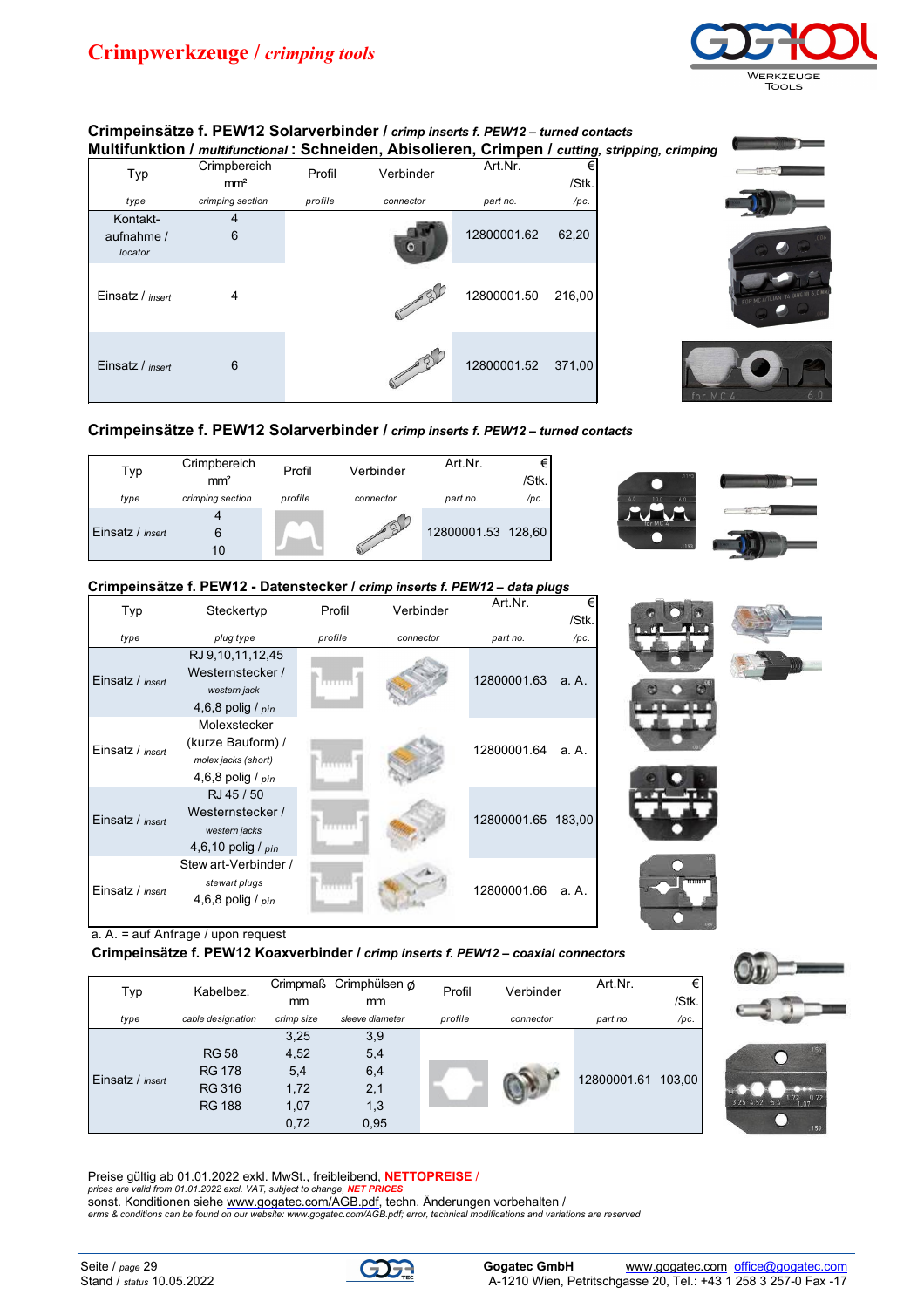# Crimpwerkzeuge / *crimping tools*

## Crimpeinsätze f. PEW12 Solarverbinder / *crimp inserts f. PEW12 – turned contacts*

### Multifunktion / *multifunctional* : Schneiden, Abisolieren, Crimpen / *cutting, stripping, crimping*

| Typ<br>*type* | Crimpbereich mm²<br>*crimping section* | Profil<br>*profile* | Verbinder<br>*connector* | Art.Nr.<br>*part no.* | € /Stk.<br>*/pc.* |
|---|---|---|---|---|---|
| Kontakt-aufnahme / *locator* | 4<br>6 | | | 12800001.62 | 62,20 |
| Einsatz / *insert* | 4 | | | 12800001.50 | 216,00 |
| Einsatz / *insert* | 6 | | | 12800001.52 | 371,00 |

## Crimpeinsätze f. PEW12 Solarverbinder / *crimp inserts f. PEW12 – turned contacts*

| Typ<br>*type* | Crimpbereich mm²<br>*crimping section* | Profil<br>*profile* | Verbinder<br>*connector* | Art.Nr.<br>*part no.* | € /Stk.<br>*/pc.* |
|---|---|---|---|---|---|
| Einsatz / *insert* | 4<br>6<br>10 | | | 12800001.53 | 128,60 |

## Crimpeinsätze f. PEW12 - Datenstecker / *crimp inserts f. PEW12 – data plugs*

| Typ<br>*type* | Steckertyp<br>*plug type* | Profil<br>*profile* | Verbinder<br>*connector* | Art.Nr.<br>*part no.* | € /Stk.<br>*/pc.* |
|---|---|---|---|---|---|
| Einsatz / *insert* | RJ 9,10,11,12,45 Westernstecker / *western jack* 4,6,8 polig / *pin* | | | 12800001.63 | a. A. |
| Einsatz / *insert* | Molexstecker (kurze Bauform) / *molex jacks (short)* 4,6,8 polig / *pin* | | | 12800001.64 | a. A. |
| Einsatz / *insert* | RJ 45 / 50 Westernstecker / *western jacks* 4,6,10 polig / *pin* | | | 12800001.65 | 183,00 |
| Einsatz / *insert* | Stew art-Verbinder / *stewart plugs* 4,6,8 polig / *pin* | | | 12800001.66 | a. A. |

a. A. = auf Anfrage / upon request

## Crimpeinsätze f. PEW12 Koaxverbinder / *crimp inserts f. PEW12 – coaxial connectors*

| Typ<br>*type* | Kabelbez.<br>*cable designation* | Crimpmaß mm<br>*crimp size* | Crimphülsen ø mm<br>*sleeve diameter* | Profil<br>*profile* | Verbinder<br>*connector* | Art.Nr.<br>*part no.* | € /Stk.<br>*/pc.* |
|---|---|---|---|---|---|---|---|
| Einsatz / *insert* | RG 58<br>RG 178<br>RG 316<br>RG 188 | 3,25<br>4,52<br>5,4<br>1,72<br>1,07<br>0,72 | 3,9<br>5,4<br>6,4<br>2,1<br>1,3<br>0,95 | | | 12800001.61 | 103,00 |

Preise gültig ab 01.01.2022 exkl. MwSt., freibleibend, **NETTOPREISE** /
*prices are valid from 01.01.2022 excl. VAT, subject to change, **NET PRICES***
sonst. Konditionen siehe www.gogatec.com/AGB.pdf, techn. Änderungen vorbehalten /
*erms & conditions can be found on our website: www.gogatec.com/AGB.pdf; error, technical modifications and variations are reserved*

Seite / *page* 29
Stand / *status* 10.05.2022

**Gogatec GmbH** www.gogatec.com office@gogatec.com
A-1210 Wien, Petritschgasse 20, Tel.: +43 1 258 3 257-0 Fax -17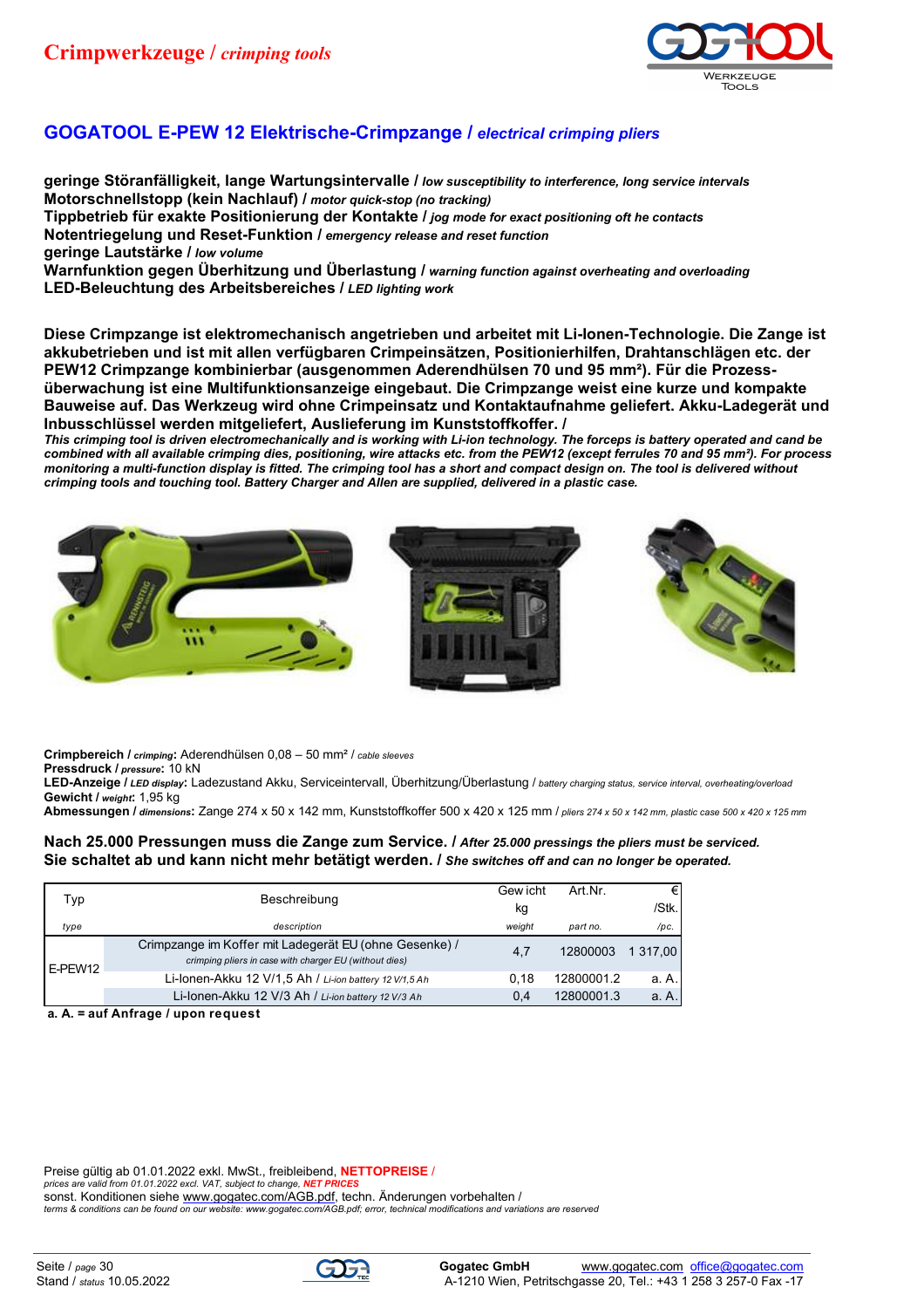# Crimpwerkzeuge / *crimping tools*

## GOGATOOL E-PEW 12 Elektrische-Crimpzange / *electrical crimping pliers*

**geringe Störanfälligkeit, lange Wartungsintervalle /** ***low susceptibility to interference, long service intervals***
**Motorschnellstopp (kein Nachlauf) /** ***motor quick-stop (no tracking)***
**Tippbetrieb für exakte Positionierung der Kontakte /** ***jog mode for exact positioning oft he contacts***
**Notentriegelung und Reset-Funktion /** ***emergency release and reset function***
**geringe Lautstärke /** ***low volume***
**Warnfunktion gegen Überhitzung und Überlastung /** ***warning function against overheating and overloading***
**LED-Beleuchtung des Arbeitsbereiches /** ***LED lighting work***

**Diese Crimpzange ist elektromechanisch angetrieben und arbeitet mit Li-Ionen-Technologie. Die Zange ist akkubetrieben und ist mit allen verfügbaren Crimpeinsätzen, Positionierhilfen, Drahtanschlägen etc. der PEW12 Crimpzange kombinierbar (ausgenommen Aderendhülsen 70 und 95 mm²). Für die Prozess-überwachung ist eine Multifunktionsanzeige eingebaut. Die Crimpzange weist eine kurze und kompakte Bauweise auf. Das Werkzeug wird ohne Crimpeinsatz und Kontaktaufnahme geliefert. Akku-Ladegerät und Inbusschlüssel werden mitgeliefert, Auslieferung im Kunststoffkoffer. /**
***This crimping tool is driven electromechanically and is working with Li-ion technology. The forceps is battery operated and cand be combined with all available crimping dies, positioning, wire attacks etc. from the PEW12 (except ferrules 70 and 95 mm²). For process monitoring a multi-function display is fitted. The crimping tool has a short and compact design on. The tool is delivered without crimping tools and touching tool. Battery Charger and Allen are supplied, delivered in a plastic case.***

**Crimpbereich /** ***crimping*****:** Aderendhülsen 0,08 – 50 mm² / *cable sleeves*
**Pressdruck /** ***pressure*****:** 10 kN
**LED-Anzeige /** ***LED display*****:** Ladezustand Akku, Serviceintervall, Überhitzung/Überlastung / *battery charging status, service interval, overheating/overload*
**Gewicht /** ***weight*****:** 1,95 kg
**Abmessungen /** ***dimensions*****:** Zange 274 x 50 x 142 mm, Kunststoffkoffer 500 x 420 x 125 mm / *pliers 274 x 50 x 142 mm, plastic case 500 x 420 x 125 mm*

**Nach 25.000 Pressungen muss die Zange zum Service. /** ***After 25.000 pressings the pliers must be serviced.***
**Sie schaltet ab und kann nicht mehr betätigt werden. /** ***She switches off and can no longer be operated.***

| Typ *type* | Beschreibung *description* | Gew icht kg *weight* | Art.Nr. *part no.* | € /Stk. */pc.* |
|---|---|---|---|---|
| E-PEW12 | Crimpzange im Koffer mit Ladegerät EU (ohne Gesenke) / *crimping pliers in case with charger EU (without dies)* | 4,7 | 12800003 | 1 317,00 |
| | Li-Ionen-Akku 12 V/1,5 Ah / *Li-ion battery 12 V/1,5 Ah* | 0,18 | 12800001.2 | a. A. |
| | Li-Ionen-Akku 12 V/3 Ah / *Li-ion battery 12 V/3 Ah* | 0,4 | 12800001.3 | a. A. |

**a. A. = auf Anfrage / upon request**

Preise gültig ab 01.01.2022 exkl. MwSt., freibleibend, **NETTOPREISE** /
*prices are valid from 01.01.2022 excl. VAT, subject to change,* ***NET PRICES***
sonst. Konditionen siehe www.gogatec.com/AGB.pdf, techn. Änderungen vorbehalten /
*terms & conditions can be found on our website: www.gogatec.com/AGB.pdf; error, technical modifications and variations are reserved*